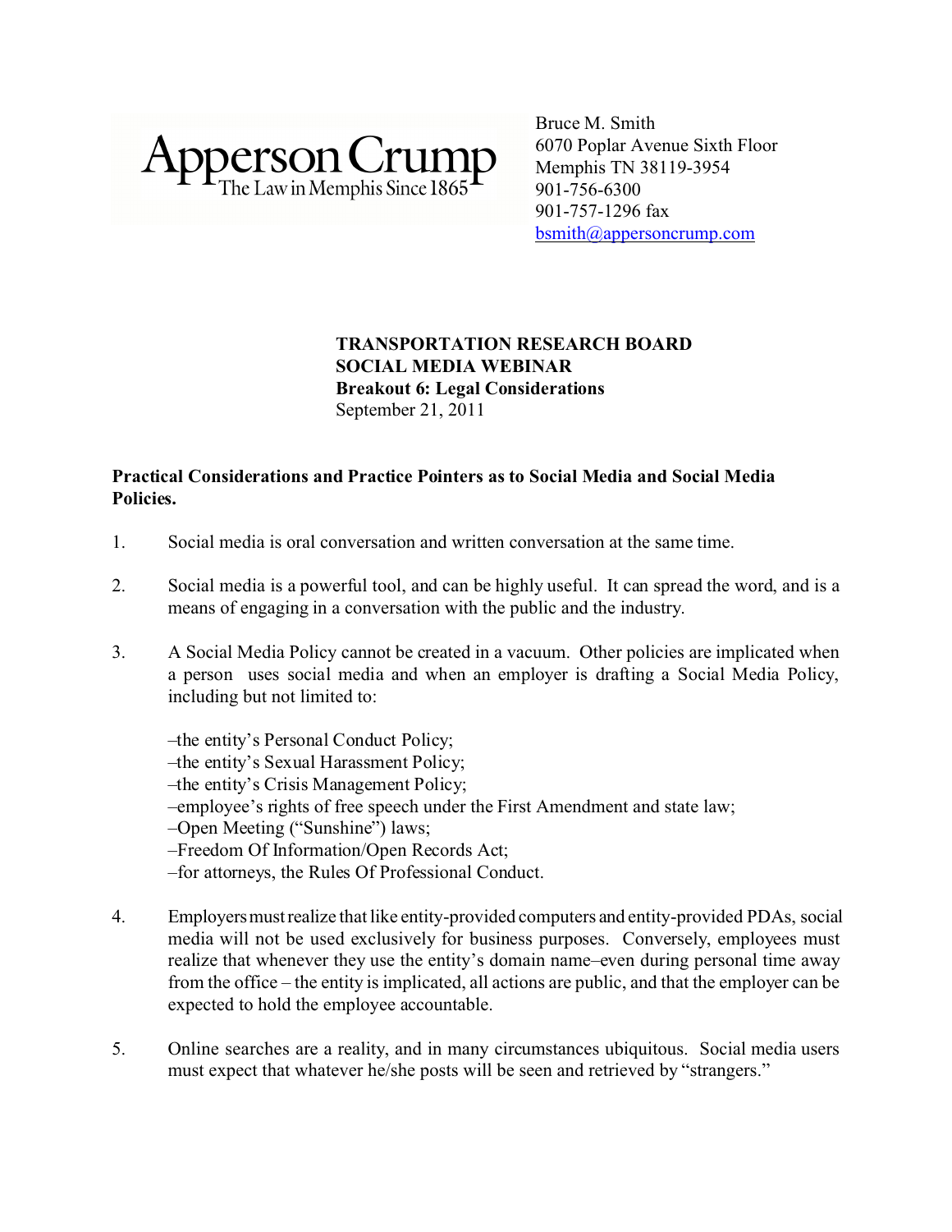Apperson Crump
The Law in Memphis Since 1865

Bruce M. Smith
6070 Poplar Avenue Sixth Floor
Memphis TN 38119-3954
901-756-6300
901-757-1296 fax
bsmith@appersoncrump.com

**TRANSPORTATION RESEARCH BOARD**
**SOCIAL MEDIA WEBINAR**
**Breakout 6: Legal Considerations**
September 21, 2011

**Practical Considerations and Practice Pointers as to Social Media and Social Media Policies.**

1. Social media is oral conversation and written conversation at the same time.

2. Social media is a powerful tool, and can be highly useful. It can spread the word, and is a means of engaging in a conversation with the public and the industry.

3. A Social Media Policy cannot be created in a vacuum. Other policies are implicated when a person uses social media and when an employer is drafting a Social Media Policy, including but not limited to:

   –the entity's Personal Conduct Policy;
   –the entity's Sexual Harassment Policy;
   –the entity's Crisis Management Policy;
   –employee's rights of free speech under the First Amendment and state law;
   –Open Meeting ("Sunshine") laws;
   –Freedom Of Information/Open Records Act;
   –for attorneys, the Rules Of Professional Conduct.

4. Employers must realize that like entity-provided computers and entity-provided PDAs, social media will not be used exclusively for business purposes. Conversely, employees must realize that whenever they use the entity's domain name–even during personal time away from the office – the entity is implicated, all actions are public, and that the employer can be expected to hold the employee accountable.

5. Online searches are a reality, and in many circumstances ubiquitous. Social media users must expect that whatever he/she posts will be seen and retrieved by "strangers."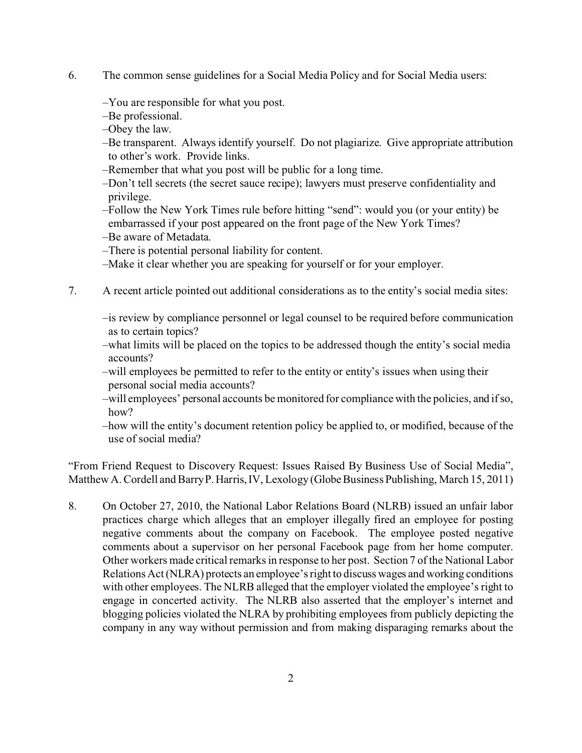6. The common sense guidelines for a Social Media Policy and for Social Media users:

   –You are responsible for what you post.
   –Be professional.
   –Obey the law.
   –Be transparent. Always identify yourself. Do not plagiarize. Give appropriate attribution to other's work. Provide links.
   –Remember that what you post will be public for a long time.
   –Don't tell secrets (the secret sauce recipe); lawyers must preserve confidentiality and privilege.
   –Follow the New York Times rule before hitting "send": would you (or your entity) be embarrassed if your post appeared on the front page of the New York Times?
   –Be aware of Metadata.
   –There is potential personal liability for content.
   –Make it clear whether you are speaking for yourself or for your employer.

7. A recent article pointed out additional considerations as to the entity's social media sites:

   –is review by compliance personnel or legal counsel to be required before communication as to certain topics?
   –what limits will be placed on the topics to be addressed though the entity's social media accounts?
   –will employees be permitted to refer to the entity or entity's issues when using their personal social media accounts?
   –will employees' personal accounts be monitored for compliance with the policies, and if so, how?
   –how will the entity's document retention policy be applied to, or modified, because of the use of social media?

"From Friend Request to Discovery Request: Issues Raised By Business Use of Social Media", Matthew A. Cordell and Barry P. Harris, IV, Lexology (Globe Business Publishing, March 15, 2011)

8. On October 27, 2010, the National Labor Relations Board (NLRB) issued an unfair labor practices charge which alleges that an employer illegally fired an employee for posting negative comments about the company on Facebook. The employee posted negative comments about a supervisor on her personal Facebook page from her home computer. Other workers made critical remarks in response to her post. Section 7 of the National Labor Relations Act (NLRA) protects an employee's right to discuss wages and working conditions with other employees. The NLRB alleged that the employer violated the employee's right to engage in concerted activity. The NLRB also asserted that the employer's internet and blogging policies violated the NLRA by prohibiting employees from publicly depicting the company in any way without permission and from making disparaging remarks about the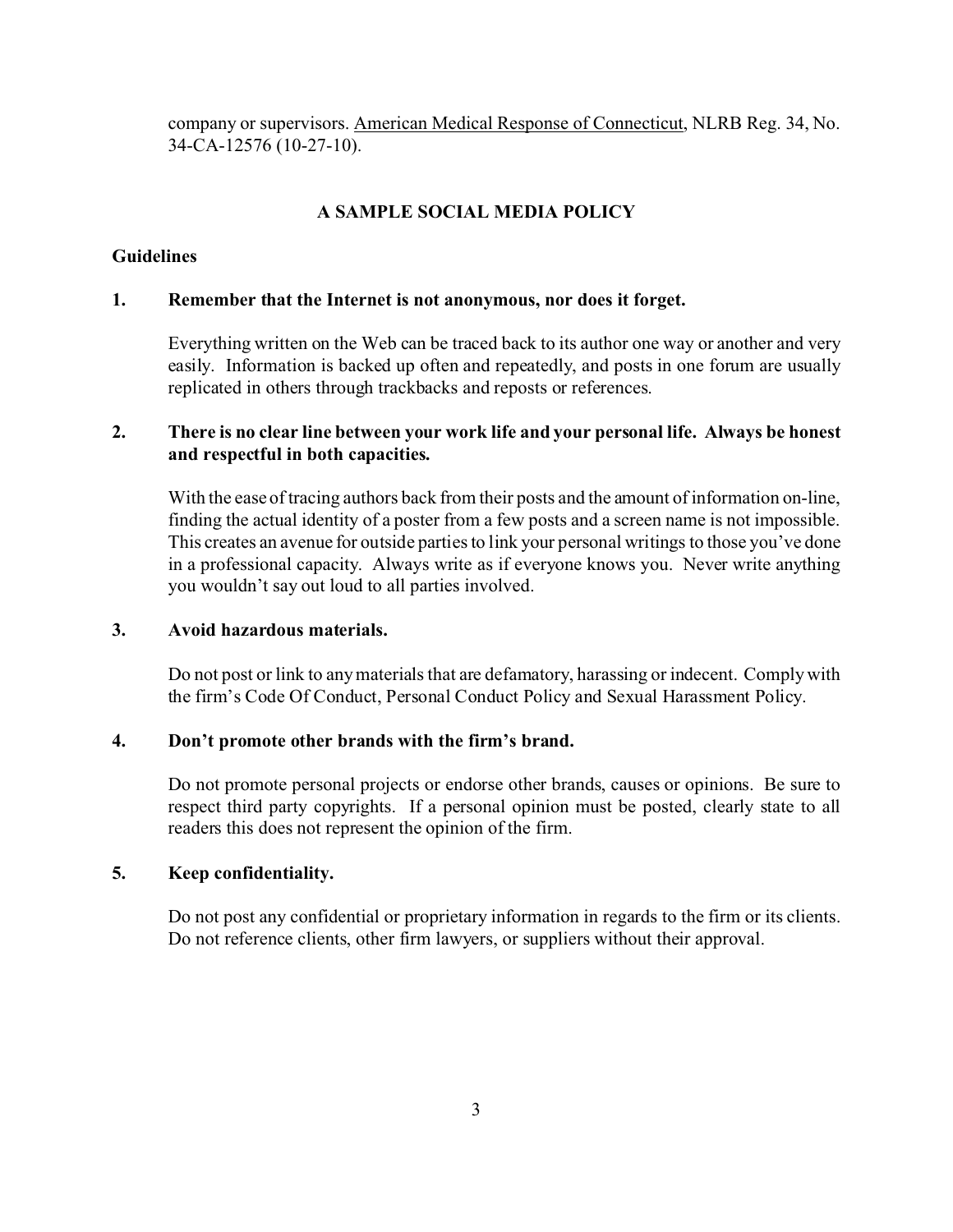company or supervisors. American Medical Response of Connecticut, NLRB Reg. 34, No. 34-CA-12576 (10-27-10).

## A SAMPLE SOCIAL MEDIA POLICY

### Guidelines

**1. Remember that the Internet is not anonymous, nor does it forget.**

Everything written on the Web can be traced back to its author one way or another and very easily. Information is backed up often and repeatedly, and posts in one forum are usually replicated in others through trackbacks and reposts or references.

**2. There is no clear line between your work life and your personal life. Always be honest and respectful in both capacities.**

With the ease of tracing authors back from their posts and the amount of information on-line, finding the actual identity of a poster from a few posts and a screen name is not impossible. This creates an avenue for outside parties to link your personal writings to those you've done in a professional capacity. Always write as if everyone knows you. Never write anything you wouldn't say out loud to all parties involved.

**3. Avoid hazardous materials.**

Do not post or link to any materials that are defamatory, harassing or indecent. Comply with the firm's Code Of Conduct, Personal Conduct Policy and Sexual Harassment Policy.

**4. Don't promote other brands with the firm's brand.**

Do not promote personal projects or endorse other brands, causes or opinions. Be sure to respect third party copyrights. If a personal opinion must be posted, clearly state to all readers this does not represent the opinion of the firm.

**5. Keep confidentiality.**

Do not post any confidential or proprietary information in regards to the firm or its clients. Do not reference clients, other firm lawyers, or suppliers without their approval.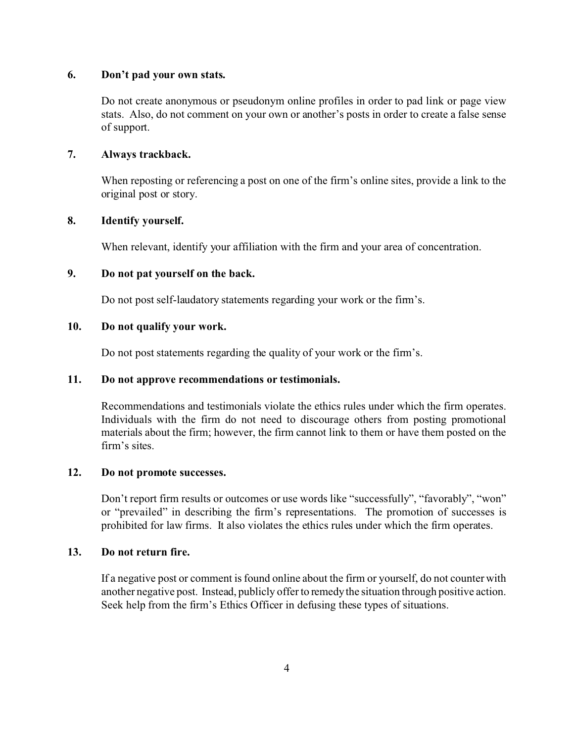**6. Don't pad your own stats.**

Do not create anonymous or pseudonym online profiles in order to pad link or page view stats. Also, do not comment on your own or another's posts in order to create a false sense of support.

**7. Always trackback.**

When reposting or referencing a post on one of the firm's online sites, provide a link to the original post or story.

**8. Identify yourself.**

When relevant, identify your affiliation with the firm and your area of concentration.

**9. Do not pat yourself on the back.**

Do not post self-laudatory statements regarding your work or the firm's.

**10. Do not qualify your work.**

Do not post statements regarding the quality of your work or the firm's.

**11. Do not approve recommendations or testimonials.**

Recommendations and testimonials violate the ethics rules under which the firm operates. Individuals with the firm do not need to discourage others from posting promotional materials about the firm; however, the firm cannot link to them or have them posted on the firm's sites.

**12. Do not promote successes.**

Don't report firm results or outcomes or use words like "successfully", "favorably", "won" or "prevailed" in describing the firm's representations. The promotion of successes is prohibited for law firms. It also violates the ethics rules under which the firm operates.

**13. Do not return fire.**

If a negative post or comment is found online about the firm or yourself, do not counter with another negative post. Instead, publicly offer to remedy the situation through positive action. Seek help from the firm's Ethics Officer in defusing these types of situations.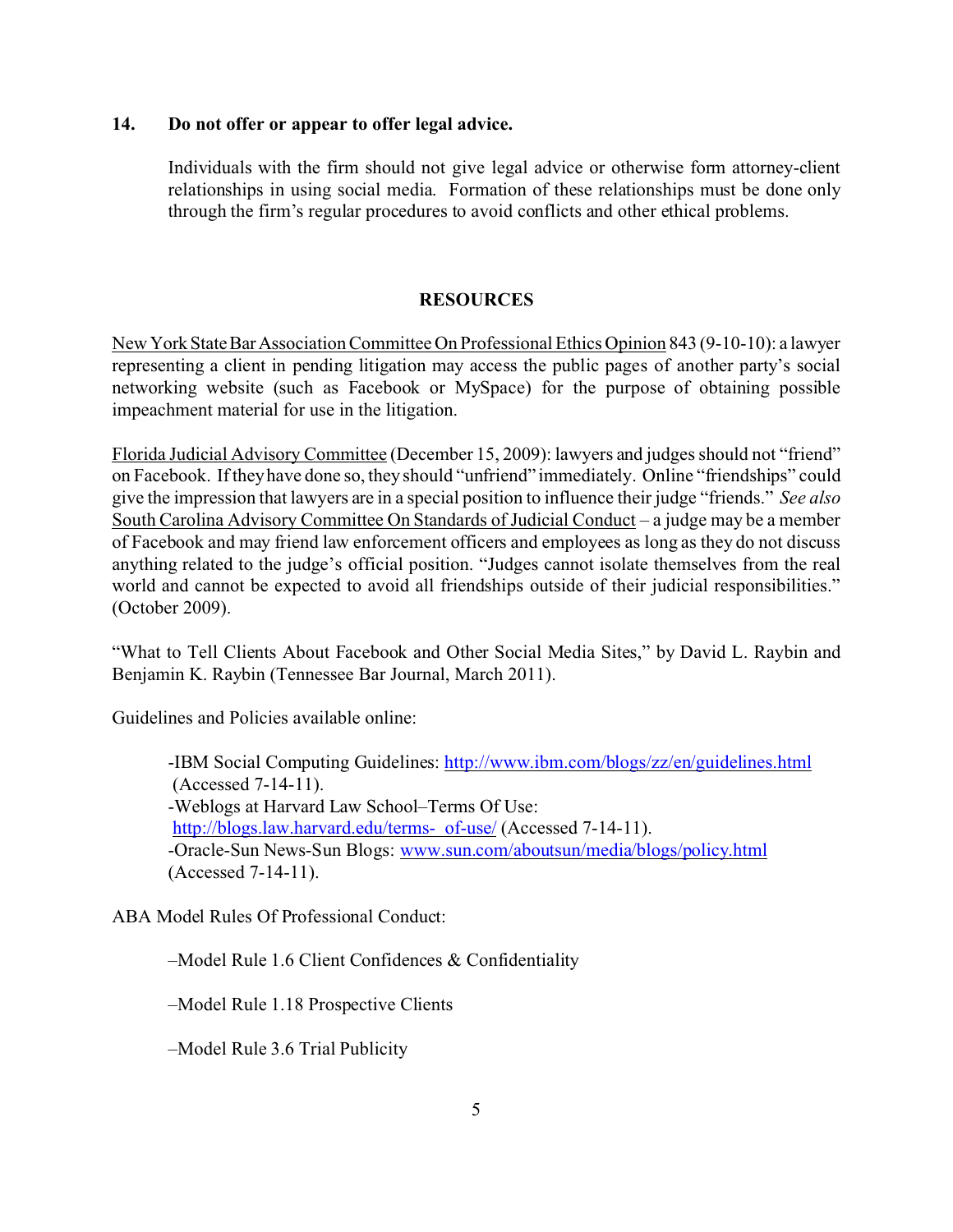### 14. Do not offer or appear to offer legal advice.

Individuals with the firm should not give legal advice or otherwise form attorney-client relationships in using social media. Formation of these relationships must be done only through the firm's regular procedures to avoid conflicts and other ethical problems.

## RESOURCES

New York State Bar Association Committee On Professional Ethics Opinion 843 (9-10-10): a lawyer representing a client in pending litigation may access the public pages of another party's social networking website (such as Facebook or MySpace) for the purpose of obtaining possible impeachment material for use in the litigation.

Florida Judicial Advisory Committee (December 15, 2009): lawyers and judges should not "friend" on Facebook. If they have done so, they should "unfriend" immediately. Online "friendships" could give the impression that lawyers are in a special position to influence their judge "friends." *See also* South Carolina Advisory Committee On Standards of Judicial Conduct – a judge may be a member of Facebook and may friend law enforcement officers and employees as long as they do not discuss anything related to the judge's official position. "Judges cannot isolate themselves from the real world and cannot be expected to avoid all friendships outside of their judicial responsibilities." (October 2009).

"What to Tell Clients About Facebook and Other Social Media Sites," by David L. Raybin and Benjamin K. Raybin (Tennessee Bar Journal, March 2011).

Guidelines and Policies available online:

- -IBM Social Computing Guidelines: http://www.ibm.com/blogs/zz/en/guidelines.html (Accessed 7-14-11).
- -Weblogs at Harvard Law School–Terms Of Use: http://blogs.law.harvard.edu/terms- of-use/ (Accessed 7-14-11).
- -Oracle-Sun News-Sun Blogs: www.sun.com/aboutsun/media/blogs/policy.html (Accessed 7-14-11).

ABA Model Rules Of Professional Conduct:

- –Model Rule 1.6 Client Confidences & Confidentiality
- –Model Rule 1.18 Prospective Clients
- –Model Rule 3.6 Trial Publicity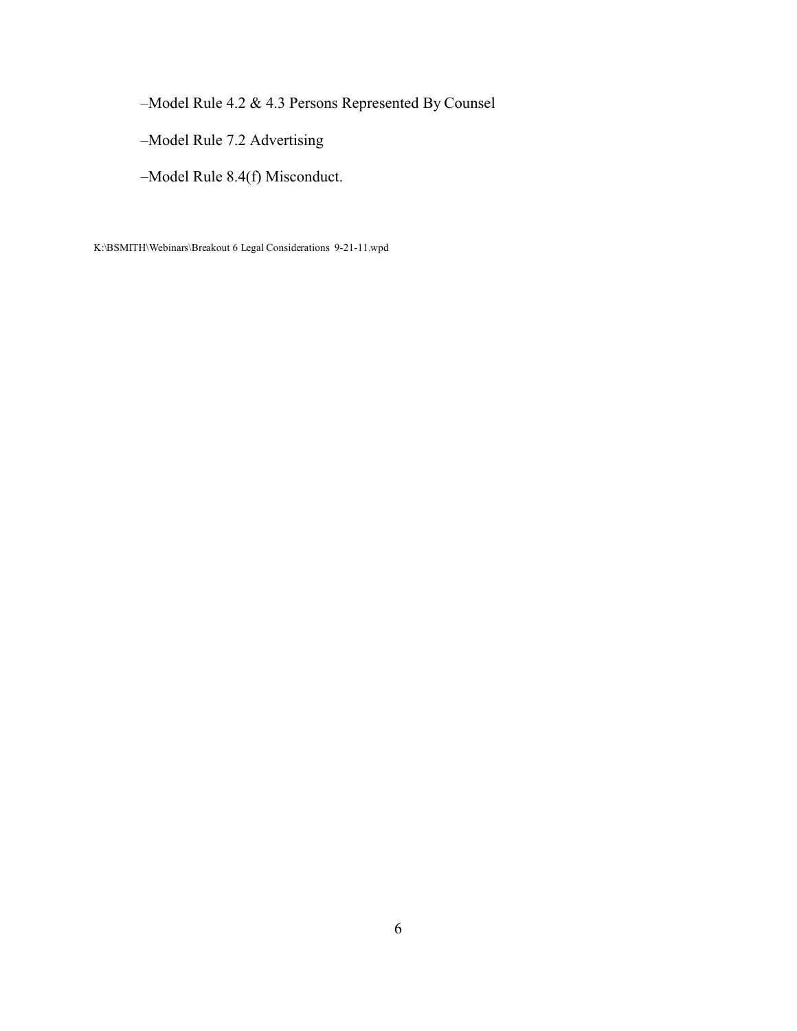–Model Rule 4.2 & 4.3 Persons Represented By Counsel

–Model Rule 7.2 Advertising

–Model Rule 8.4(f) Misconduct.

K:\BSMITH\Webinars\Breakout 6 Legal Considerations 9-21-11.wpd